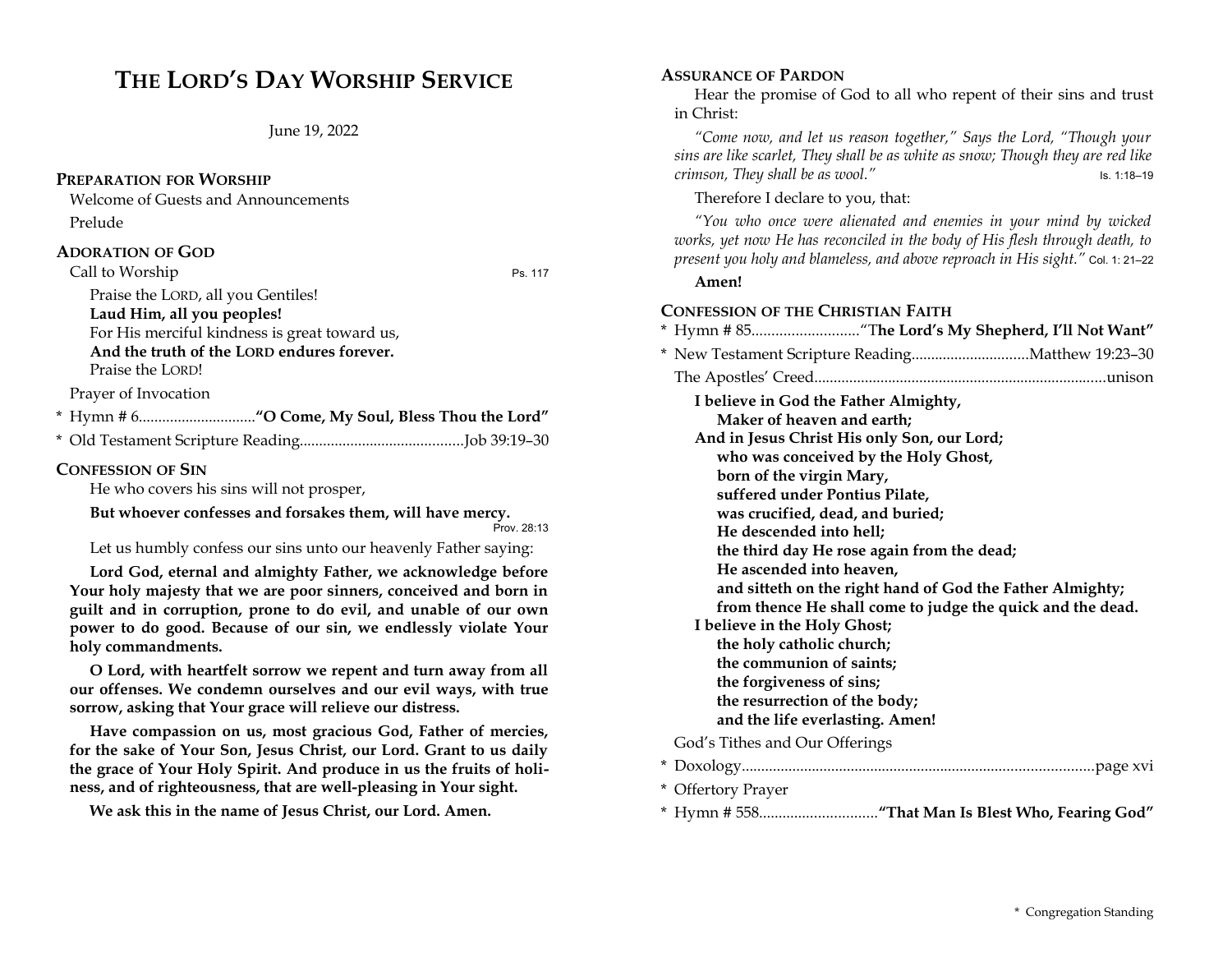# THE LORD'S DAY WORSHIP SERVICE

June 19, 2022

## PREPARATION FOR WORSHIP

Welcome of Guests and Announcements

Prelude

## ADORATION OF GOD

Call to Worship — Ps. 117

Praise the LORD, all you Gentiles!
**Laud Him, all you peoples!**
For His merciful kindness is great toward us,
**And the truth of the LORD endures forever.**
Praise the LORD!

Prayer of Invocation

\* Hymn # 6 .............................. **"O Come, My Soul, Bless Thou the Lord"**

\* Old Testament Scripture Reading .......................................... Job 39:19–30

## CONFESSION OF SIN

He who covers his sins will not prosper,

**But whoever confesses and forsakes them, will have mercy.** — Prov. 28:13

Let us humbly confess our sins unto our heavenly Father saying:

**Lord God, eternal and almighty Father, we acknowledge before Your holy majesty that we are poor sinners, conceived and born in guilt and in corruption, prone to do evil, and unable of our own power to do good. Because of our sin, we endlessly violate Your holy commandments.**

**O Lord, with heartfelt sorrow we repent and turn away from all our offenses. We condemn ourselves and our evil ways, with true sorrow, asking that Your grace will relieve our distress.**

**Have compassion on us, most gracious God, Father of mercies, for the sake of Your Son, Jesus Christ, our Lord. Grant to us daily the grace of Your Holy Spirit. And produce in us the fruits of holiness, and of righteousness, that are well-pleasing in Your sight.**

**We ask this in the name of Jesus Christ, our Lord. Amen.**

## ASSURANCE OF PARDON

Hear the promise of God to all who repent of their sins and trust in Christ:

*"Come now, and let us reason together," Says the Lord, "Though your sins are like scarlet, They shall be as white as snow; Though they are red like crimson, They shall be as wool."* — Is. 1:18–19

Therefore I declare to you, that:

*"You who once were alienated and enemies in your mind by wicked works, yet now He has reconciled in the body of His flesh through death, to present you holy and blameless, and above reproach in His sight."* — Col. 1: 21–22

**Amen!**

## CONFESSION OF THE CHRISTIAN FAITH

\* Hymn # 85 ........................... "**The Lord's My Shepherd, I'll Not Want"**

\* New Testament Scripture Reading ............................. Matthew 19:23–30

The Apostles' Creed ........................................................................... unison

**I believe in God the Father Almighty,**
**Maker of heaven and earth;**
**And in Jesus Christ His only Son, our Lord;**
**who was conceived by the Holy Ghost,**
**born of the virgin Mary,**
**suffered under Pontius Pilate,**
**was crucified, dead, and buried;**
**He descended into hell;**
**the third day He rose again from the dead;**
**He ascended into heaven,**
**and sitteth on the right hand of God the Father Almighty;**
**from thence He shall come to judge the quick and the dead.**
**I believe in the Holy Ghost;**
**the holy catholic church;**
**the communion of saints;**
**the forgiveness of sins;**
**the resurrection of the body;**
**and the life everlasting. Amen!**

God's Tithes and Our Offerings

\* Doxology ........................................................................................... page xvi

\* Offertory Prayer

\* Hymn # 558 .............................. **"That Man Is Blest Who, Fearing God"**

\* Congregation Standing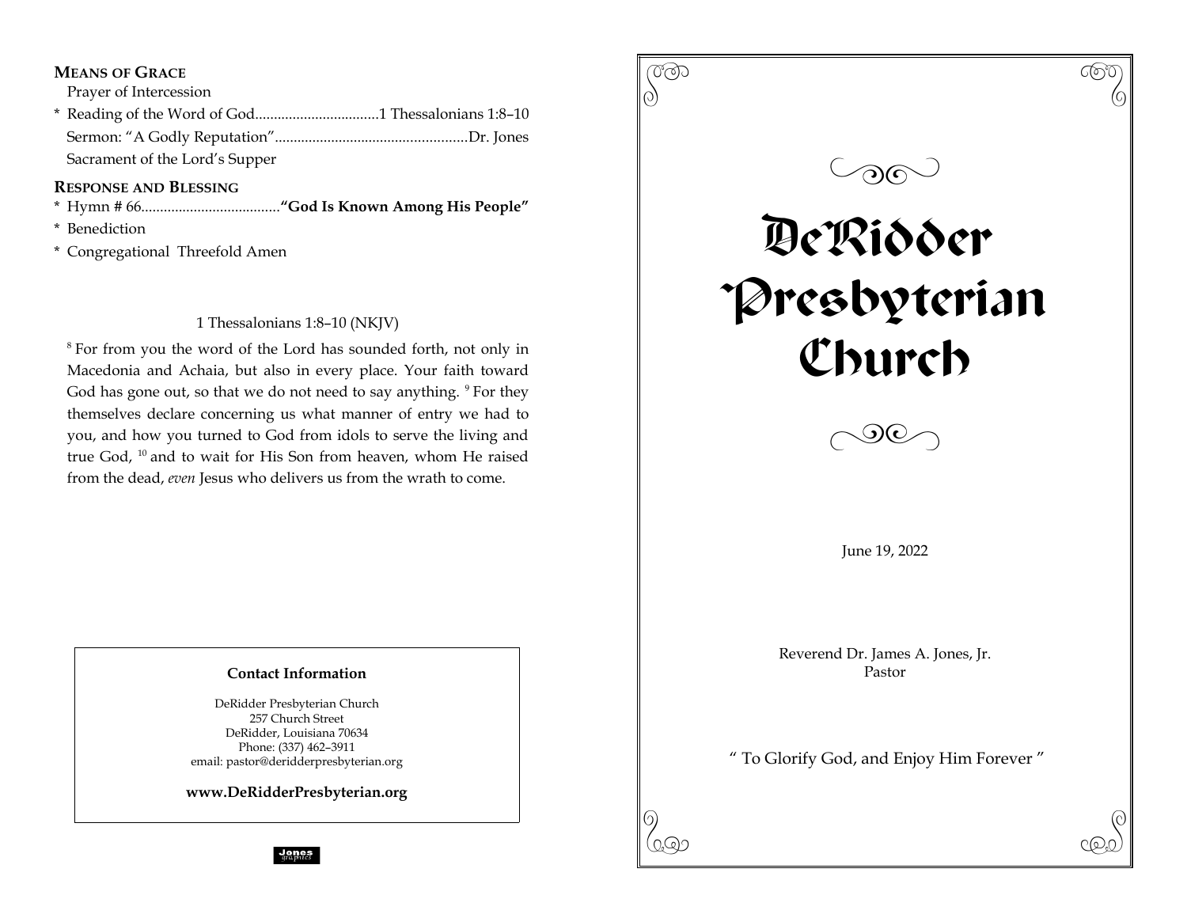### Means of Grace

Prayer of Intercession

\* Reading of the Word of God................................1 Thessalonians 1:8–10

Sermon: "A Godly Reputation"..................................................Dr. Jones

Sacrament of the Lord's Supper

### Response and Blessing

\* Hymn # 66....................................**"God Is Known Among His People"**

\* Benediction

\* Congregational Threefold Amen

1 Thessalonians 1:8–10 (NKJV)

[8] For from you the word of the Lord has sounded forth, not only in Macedonia and Achaia, but also in every place. Your faith toward God has gone out, so that we do not need to say anything. [9] For they themselves declare concerning us what manner of entry we had to you, and how you turned to God from idols to serve the living and true God, [10] and to wait for His Son from heaven, whom He raised from the dead, *even* Jesus who delivers us from the wrath to come.

**Contact Information**

DeRidder Presbyterian Church
257 Church Street
DeRidder, Louisiana 70634
Phone: (337) 462–3911
email: pastor@deridderpresbyterian.org

**www.DeRidderPresbyterian.org**

Jones graphics

# DeRidder Presbyterian Church

June 19, 2022

Reverend Dr. James A. Jones, Jr.
Pastor

" To Glorify God, and Enjoy Him Forever "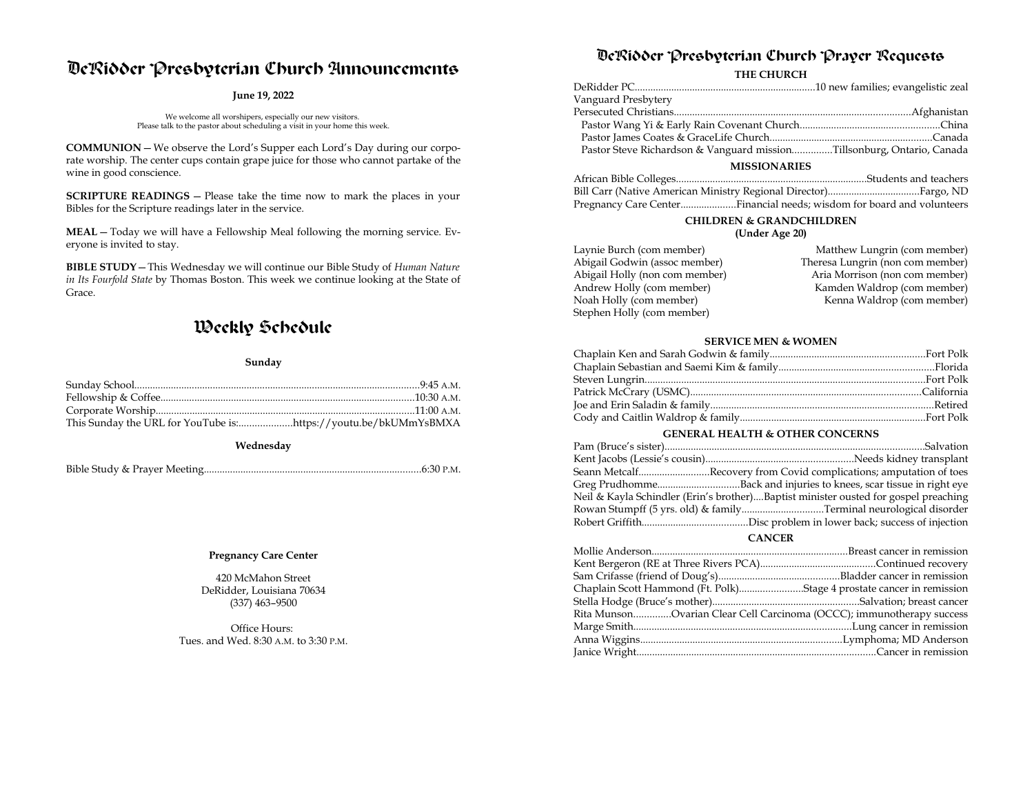# DeRidder Presbyterian Church Announcements

**June 19, 2022**

We welcome all worshipers, especially our new visitors.
Please talk to the pastor about scheduling a visit in your home this week.

**COMMUNION** — We observe the Lord's Supper each Lord's Day during our corporate worship. The center cups contain grape juice for those who cannot partake of the wine in good conscience.

**SCRIPTURE READINGS** — Please take the time now to mark the places in your Bibles for the Scripture readings later in the service.

**MEAL** — Today we will have a Fellowship Meal following the morning service. Everyone is invited to stay.

**BIBLE STUDY** — This Wednesday we will continue our Bible Study of *Human Nature in Its Fourfold State* by Thomas Boston. This week we continue looking at the State of Grace.

# Weekly Schedule

**Sunday**

Sunday School....................9:45 A.M.
Fellowship & Coffee....................10:30 A.M.
Corporate Worship....................11:00 A.M.
This Sunday the URL for YouTube is:....................https://youtu.be/bkUMmYsBMXA

**Wednesday**

Bible Study & Prayer Meeting....................6:30 P.M.

**Pregnancy Care Center**

420 McMahon Street
DeRidder, Louisiana 70634
(337) 463–9500

Office Hours:
Tues. and Wed. 8:30 A.M. to 3:30 P.M.

# DeRidder Presbyterian Church Prayer Requests

**THE CHURCH**

DeRidder PC....................10 new families; evangelistic zeal
Vanguard Presbytery
Persecuted Christians....................Afghanistan
Pastor Wang Yi & Early Rain Covenant Church....................China
Pastor James Coates & GraceLife Church....................Canada
Pastor Steve Richardson & Vanguard mission....................Tillsonburg, Ontario, Canada

**MISSIONARIES**

African Bible Colleges....................Students and teachers
Bill Carr (Native American Ministry Regional Director)....................Fargo, ND
Pregnancy Care Center....................Financial needs; wisdom for board and volunteers

**CHILDREN & GRANDCHILDREN**
**(Under Age 20)**

Laynie Burch (com member)
Abigail Godwin (assoc member)
Abigail Holly (non com member)
Andrew Holly (com member)
Noah Holly (com member)
Stephen Holly (com member)
Matthew Lungrin (com member)
Theresa Lungrin (non com member)
Aria Morrison (non com member)
Kamden Waldrop (com member)
Kenna Waldrop (com member)

**SERVICE MEN & WOMEN**

Chaplain Ken and Sarah Godwin & family....................Fort Polk
Chaplain Sebastian and Saemi Kim & family....................Florida
Steven Lungrin....................Fort Polk
Patrick McCrary (USMC)....................California
Joe and Erin Saladin & family....................Retired
Cody and Caitlin Waldrop & family....................Fort Polk

**GENERAL HEALTH & OTHER CONCERNS**

Pam (Bruce's sister)....................Salvation
Kent Jacobs (Lessie's cousin)....................Needs kidney transplant
Seann Metcalf....................Recovery from Covid complications; amputation of toes
Greg Prudhomme....................Back and injuries to knees, scar tissue in right eye
Neil & Kayla Schindler (Erin's brother)....Baptist minister ousted for gospel preaching
Rowan Stumpff (5 yrs. old) & family....................Terminal neurological disorder
Robert Griffith....................Disc problem in lower back; success of injection

**CANCER**

Mollie Anderson....................Breast cancer in remission
Kent Bergeron (RE at Three Rivers PCA)....................Continued recovery
Sam Crifasse (friend of Doug's)....................Bladder cancer in remission
Chaplain Scott Hammond (Ft. Polk)....................Stage 4 prostate cancer in remission
Stella Hodge (Bruce's mother)....................Salvation; breast cancer
Rita Munson....................Ovarian Clear Cell Carcinoma (OCCC); immunotherapy success
Marge Smith....................Lung cancer in remission
Anna Wiggins....................Lymphoma; MD Anderson
Janice Wright....................Cancer in remission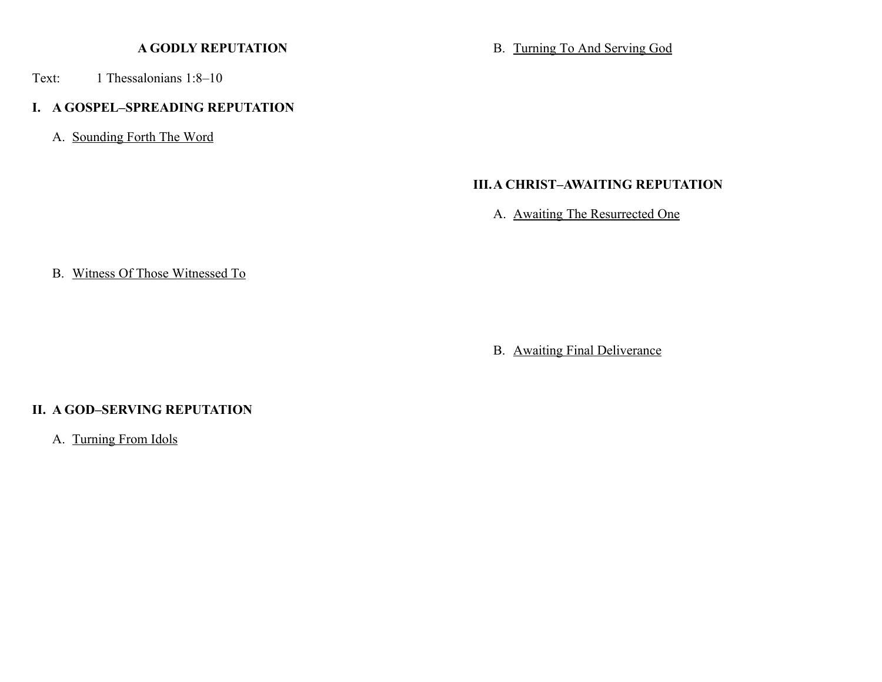# A GODLY REPUTATION

Text: 1 Thessalonians 1:8–10

## I. A GOSPEL–SPREADING REPUTATION

A. Sounding Forth The Word

B. Witness Of Those Witnessed To

## II. A GOD–SERVING REPUTATION

A. Turning From Idols

B. Turning To And Serving God

## III. A CHRIST–AWAITING REPUTATION

A. Awaiting The Resurrected One

B. Awaiting Final Deliverance